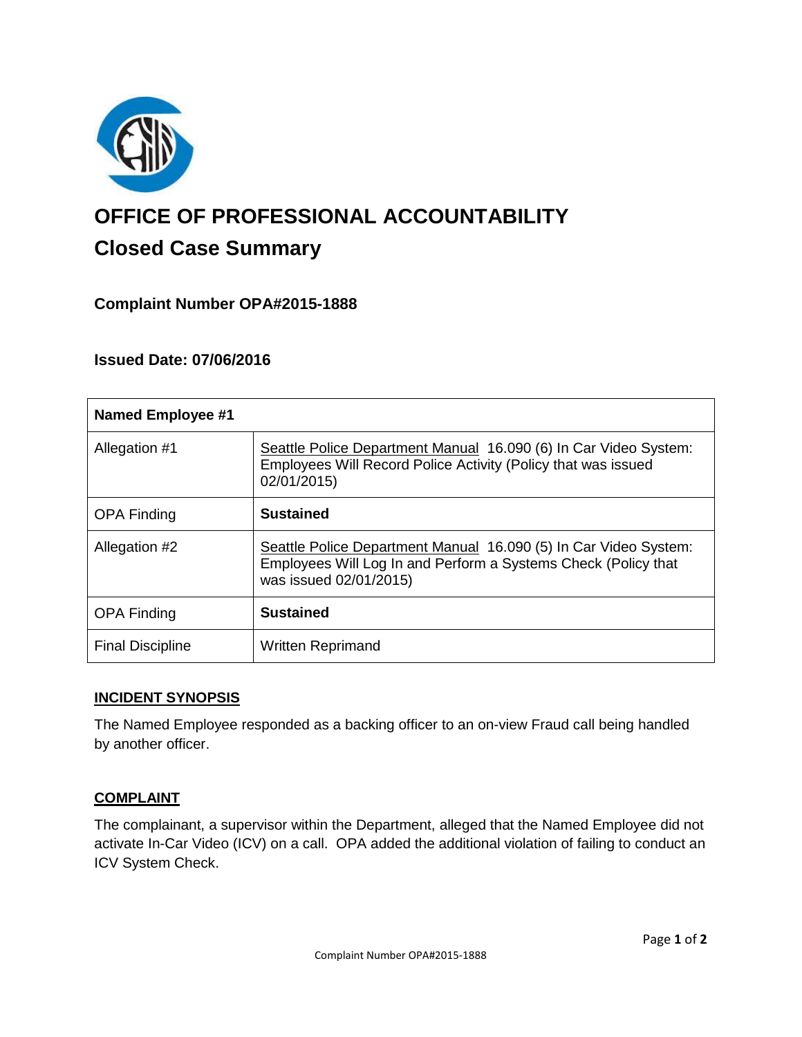# OFFICE OF PROFESSIONAL ACCOUNTABILITY

## Closed Case Summary

### Complaint Number OPA#2015-1888

### Issued Date: 07/06/2016

| Named Employee #1 | |
|---|---|
| Allegation #1 | Seattle Police Department Manual 16.090 (6) In Car Video System: Employees Will Record Police Activity (Policy that was issued 02/01/2015) |
| OPA Finding | **Sustained** |
| Allegation #2 | Seattle Police Department Manual 16.090 (5) In Car Video System: Employees Will Log In and Perform a Systems Check (Policy that was issued 02/01/2015) |
| OPA Finding | **Sustained** |
| Final Discipline | Written Reprimand |

### INCIDENT SYNOPSIS

The Named Employee responded as a backing officer to an on-view Fraud call being handled by another officer.

### COMPLAINT

The complainant, a supervisor within the Department, alleged that the Named Employee did not activate In-Car Video (ICV) on a call. OPA added the additional violation of failing to conduct an ICV System Check.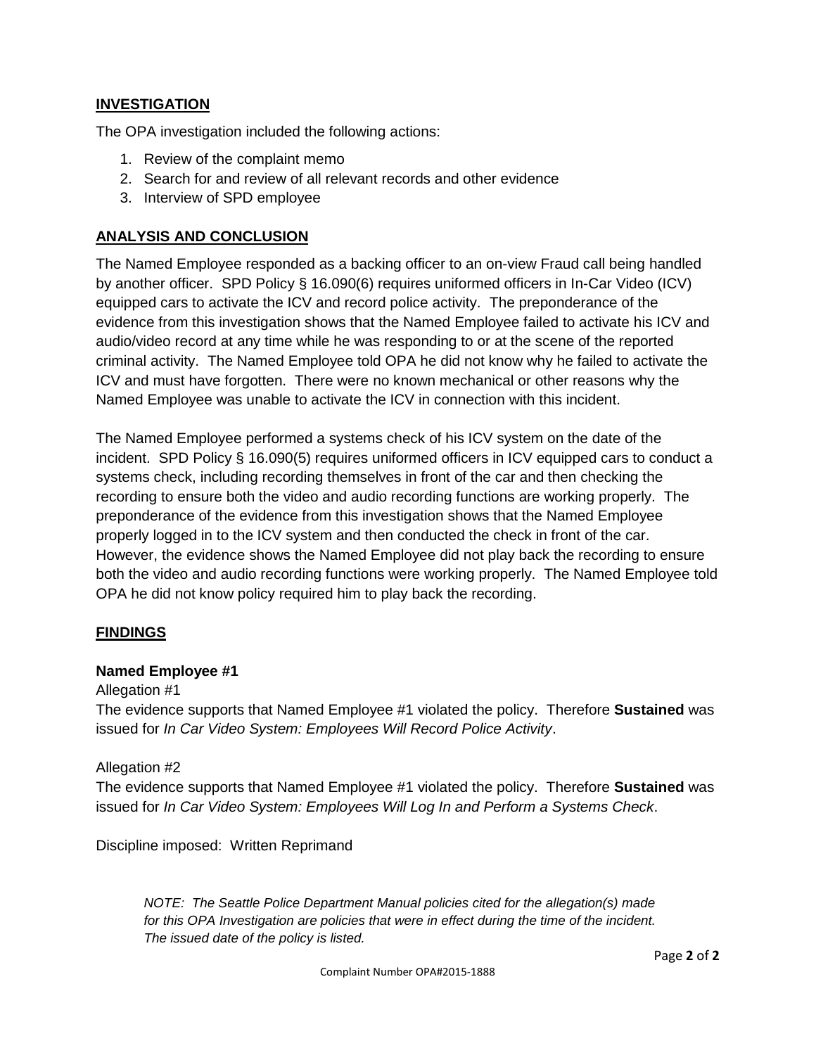## INVESTIGATION

The OPA investigation included the following actions:

1. Review of the complaint memo
2. Search for and review of all relevant records and other evidence
3. Interview of SPD employee

## ANALYSIS AND CONCLUSION

The Named Employee responded as a backing officer to an on-view Fraud call being handled by another officer. SPD Policy § 16.090(6) requires uniformed officers in In-Car Video (ICV) equipped cars to activate the ICV and record police activity. The preponderance of the evidence from this investigation shows that the Named Employee failed to activate his ICV and audio/video record at any time while he was responding to or at the scene of the reported criminal activity. The Named Employee told OPA he did not know why he failed to activate the ICV and must have forgotten. There were no known mechanical or other reasons why the Named Employee was unable to activate the ICV in connection with this incident.

The Named Employee performed a systems check of his ICV system on the date of the incident. SPD Policy § 16.090(5) requires uniformed officers in ICV equipped cars to conduct a systems check, including recording themselves in front of the car and then checking the recording to ensure both the video and audio recording functions are working properly. The preponderance of the evidence from this investigation shows that the Named Employee properly logged in to the ICV system and then conducted the check in front of the car. However, the evidence shows the Named Employee did not play back the recording to ensure both the video and audio recording functions were working properly. The Named Employee told OPA he did not know policy required him to play back the recording.

## FINDINGS

**Named Employee #1**

Allegation #1
The evidence supports that Named Employee #1 violated the policy. Therefore **Sustained** was issued for *In Car Video System: Employees Will Record Police Activity*.

Allegation #2
The evidence supports that Named Employee #1 violated the policy. Therefore **Sustained** was issued for *In Car Video System: Employees Will Log In and Perform a Systems Check*.

Discipline imposed: Written Reprimand

*NOTE: The Seattle Police Department Manual policies cited for the allegation(s) made for this OPA Investigation are policies that were in effect during the time of the incident. The issued date of the policy is listed.*

Complaint Number OPA#2015-1888